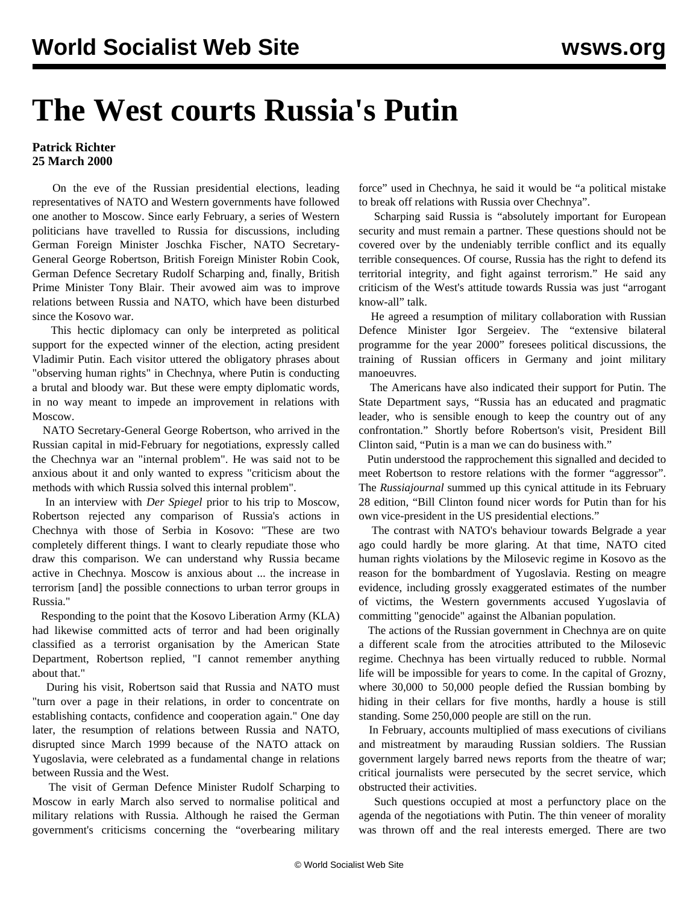# The West courts Russia's Putin

**Patrick Richter**
**25 March 2000**

On the eve of the Russian presidential elections, leading representatives of NATO and Western governments have followed one another to Moscow. Since early February, a series of Western politicians have travelled to Russia for discussions, including German Foreign Minister Joschka Fischer, NATO Secretary-General George Robertson, British Foreign Minister Robin Cook, German Defence Secretary Rudolf Scharping and, finally, British Prime Minister Tony Blair. Their avowed aim was to improve relations between Russia and NATO, which have been disturbed since the Kosovo war.

This hectic diplomacy can only be interpreted as political support for the expected winner of the election, acting president Vladimir Putin. Each visitor uttered the obligatory phrases about "observing human rights" in Chechnya, where Putin is conducting a brutal and bloody war. But these were empty diplomatic words, in no way meant to impede an improvement in relations with Moscow.

NATO Secretary-General George Robertson, who arrived in the Russian capital in mid-February for negotiations, expressly called the Chechnya war an "internal problem". He was said not to be anxious about it and only wanted to express "criticism about the methods with which Russia solved this internal problem".

In an interview with *Der Spiegel* prior to his trip to Moscow, Robertson rejected any comparison of Russia's actions in Chechnya with those of Serbia in Kosovo: "These are two completely different things. I want to clearly repudiate those who draw this comparison. We can understand why Russia became active in Chechnya. Moscow is anxious about ... the increase in terrorism [and] the possible connections to urban terror groups in Russia."

Responding to the point that the Kosovo Liberation Army (KLA) had likewise committed acts of terror and had been originally classified as a terrorist organisation by the American State Department, Robertson replied, "I cannot remember anything about that."

During his visit, Robertson said that Russia and NATO must "turn over a page in their relations, in order to concentrate on establishing contacts, confidence and cooperation again." One day later, the resumption of relations between Russia and NATO, disrupted since March 1999 because of the NATO attack on Yugoslavia, were celebrated as a fundamental change in relations between Russia and the West.

The visit of German Defence Minister Rudolf Scharping to Moscow in early March also served to normalise political and military relations with Russia. Although he raised the German government's criticisms concerning the "overbearing military force" used in Chechnya, he said it would be "a political mistake to break off relations with Russia over Chechnya".

Scharping said Russia is "absolutely important for European security and must remain a partner. These questions should not be covered over by the undeniably terrible conflict and its equally terrible consequences. Of course, Russia has the right to defend its territorial integrity, and fight against terrorism." He said any criticism of the West's attitude towards Russia was just "arrogant know-all" talk.

He agreed a resumption of military collaboration with Russian Defence Minister Igor Sergeiev. The "extensive bilateral programme for the year 2000" foresees political discussions, the training of Russian officers in Germany and joint military manoeuvres.

The Americans have also indicated their support for Putin. The State Department says, "Russia has an educated and pragmatic leader, who is sensible enough to keep the country out of any confrontation." Shortly before Robertson's visit, President Bill Clinton said, "Putin is a man we can do business with."

Putin understood the rapprochement this signalled and decided to meet Robertson to restore relations with the former "aggressor". The *Russiajournal* summed up this cynical attitude in its February 28 edition, "Bill Clinton found nicer words for Putin than for his own vice-president in the US presidential elections."

The contrast with NATO's behaviour towards Belgrade a year ago could hardly be more glaring. At that time, NATO cited human rights violations by the Milosevic regime in Kosovo as the reason for the bombardment of Yugoslavia. Resting on meagre evidence, including grossly exaggerated estimates of the number of victims, the Western governments accused Yugoslavia of committing "genocide" against the Albanian population.

The actions of the Russian government in Chechnya are on quite a different scale from the atrocities attributed to the Milosevic regime. Chechnya has been virtually reduced to rubble. Normal life will be impossible for years to come. In the capital of Grozny, where 30,000 to 50,000 people defied the Russian bombing by hiding in their cellars for five months, hardly a house is still standing. Some 250,000 people are still on the run.

In February, accounts multiplied of mass executions of civilians and mistreatment by marauding Russian soldiers. The Russian government largely barred news reports from the theatre of war; critical journalists were persecuted by the secret service, which obstructed their activities.

Such questions occupied at most a perfunctory place on the agenda of the negotiations with Putin. The thin veneer of morality was thrown off and the real interests emerged. There are two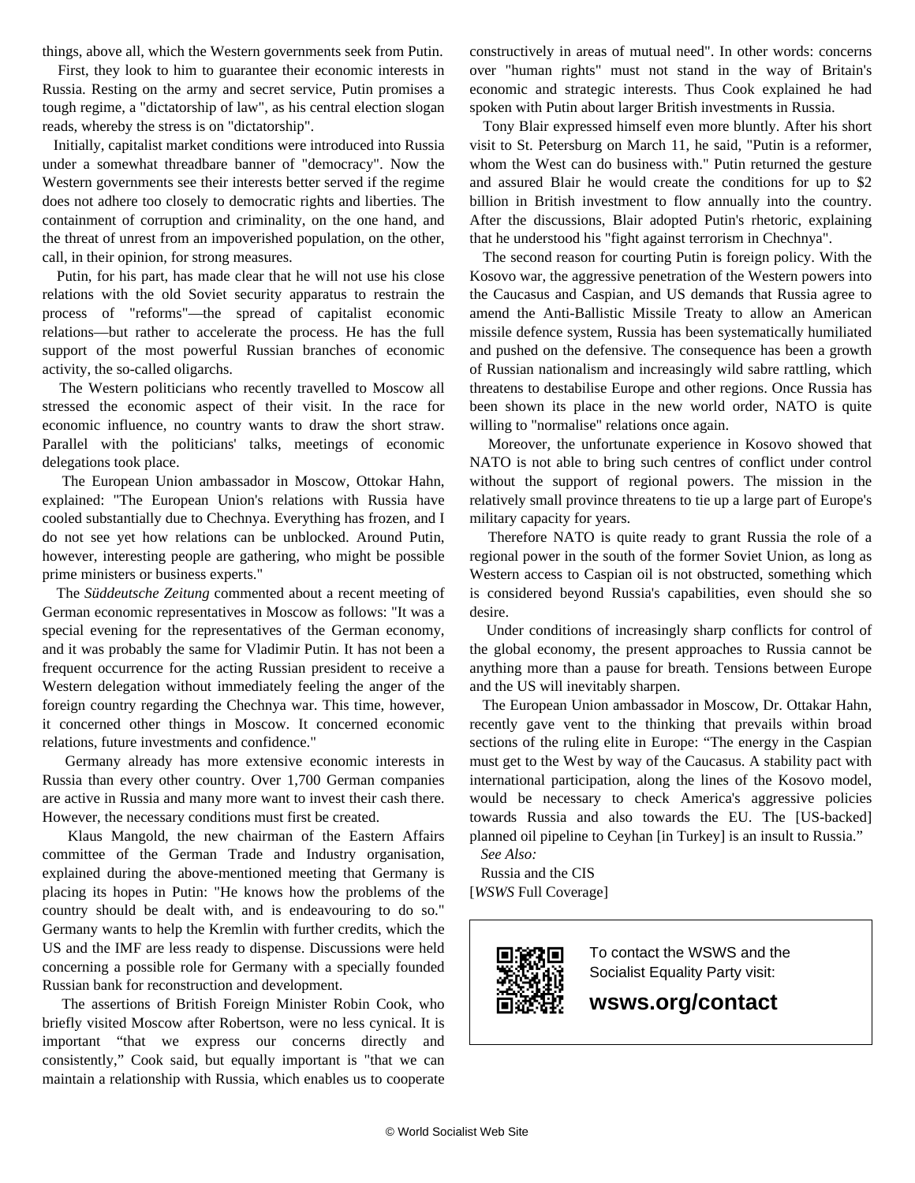things, above all, which the Western governments seek from Putin.

First, they look to him to guarantee their economic interests in Russia. Resting on the army and secret service, Putin promises a tough regime, a "dictatorship of law", as his central election slogan reads, whereby the stress is on "dictatorship".

Initially, capitalist market conditions were introduced into Russia under a somewhat threadbare banner of "democracy". Now the Western governments see their interests better served if the regime does not adhere too closely to democratic rights and liberties. The containment of corruption and criminality, on the one hand, and the threat of unrest from an impoverished population, on the other, call, in their opinion, for strong measures.

Putin, for his part, has made clear that he will not use his close relations with the old Soviet security apparatus to restrain the process of "reforms"—the spread of capitalist economic relations—but rather to accelerate the process. He has the full support of the most powerful Russian branches of economic activity, the so-called oligarchs.

The Western politicians who recently travelled to Moscow all stressed the economic aspect of their visit. In the race for economic influence, no country wants to draw the short straw. Parallel with the politicians' talks, meetings of economic delegations took place.

The European Union ambassador in Moscow, Ottokar Hahn, explained: "The European Union's relations with Russia have cooled substantially due to Chechnya. Everything has frozen, and I do not see yet how relations can be unblocked. Around Putin, however, interesting people are gathering, who might be possible prime ministers or business experts."

The *Süddeutsche Zeitung* commented about a recent meeting of German economic representatives in Moscow as follows: "It was a special evening for the representatives of the German economy, and it was probably the same for Vladimir Putin. It has not been a frequent occurrence for the acting Russian president to receive a Western delegation without immediately feeling the anger of the foreign country regarding the Chechnya war. This time, however, it concerned other things in Moscow. It concerned economic relations, future investments and confidence."

Germany already has more extensive economic interests in Russia than every other country. Over 1,700 German companies are active in Russia and many more want to invest their cash there. However, the necessary conditions must first be created.

Klaus Mangold, the new chairman of the Eastern Affairs committee of the German Trade and Industry organisation, explained during the above-mentioned meeting that Germany is placing its hopes in Putin: "He knows how the problems of the country should be dealt with, and is endeavouring to do so." Germany wants to help the Kremlin with further credits, which the US and the IMF are less ready to dispense. Discussions were held concerning a possible role for Germany with a specially founded Russian bank for reconstruction and development.

The assertions of British Foreign Minister Robin Cook, who briefly visited Moscow after Robertson, were no less cynical. It is important "that we express our concerns directly and consistently," Cook said, but equally important is "that we can maintain a relationship with Russia, which enables us to cooperate constructively in areas of mutual need". In other words: concerns over "human rights" must not stand in the way of Britain's economic and strategic interests. Thus Cook explained he had spoken with Putin about larger British investments in Russia.

Tony Blair expressed himself even more bluntly. After his short visit to St. Petersburg on March 11, he said, "Putin is a reformer, whom the West can do business with." Putin returned the gesture and assured Blair he would create the conditions for up to $2 billion in British investment to flow annually into the country. After the discussions, Blair adopted Putin's rhetoric, explaining that he understood his "fight against terrorism in Chechnya".

The second reason for courting Putin is foreign policy. With the Kosovo war, the aggressive penetration of the Western powers into the Caucasus and Caspian, and US demands that Russia agree to amend the Anti-Ballistic Missile Treaty to allow an American missile defence system, Russia has been systematically humiliated and pushed on the defensive. The consequence has been a growth of Russian nationalism and increasingly wild sabre rattling, which threatens to destabilise Europe and other regions. Once Russia has been shown its place in the new world order, NATO is quite willing to "normalise" relations once again.

Moreover, the unfortunate experience in Kosovo showed that NATO is not able to bring such centres of conflict under control without the support of regional powers. The mission in the relatively small province threatens to tie up a large part of Europe's military capacity for years.

Therefore NATO is quite ready to grant Russia the role of a regional power in the south of the former Soviet Union, as long as Western access to Caspian oil is not obstructed, something which is considered beyond Russia's capabilities, even should she so desire.

Under conditions of increasingly sharp conflicts for control of the global economy, the present approaches to Russia cannot be anything more than a pause for breath. Tensions between Europe and the US will inevitably sharpen.

The European Union ambassador in Moscow, Dr. Ottakar Hahn, recently gave vent to the thinking that prevails within broad sections of the ruling elite in Europe: "The energy in the Caspian must get to the West by way of the Caucasus. A stability pact with international participation, along the lines of the Kosovo model, would be necessary to check America's aggressive policies towards Russia and also towards the EU. The [US-backed] planned oil pipeline to Ceyhan [in Turkey] is an insult to Russia."

*See Also:*

Russia and the CIS
[*WSWS* Full Coverage]

To contact the WSWS and the Socialist Equality Party visit:

**wsws.org/contact**